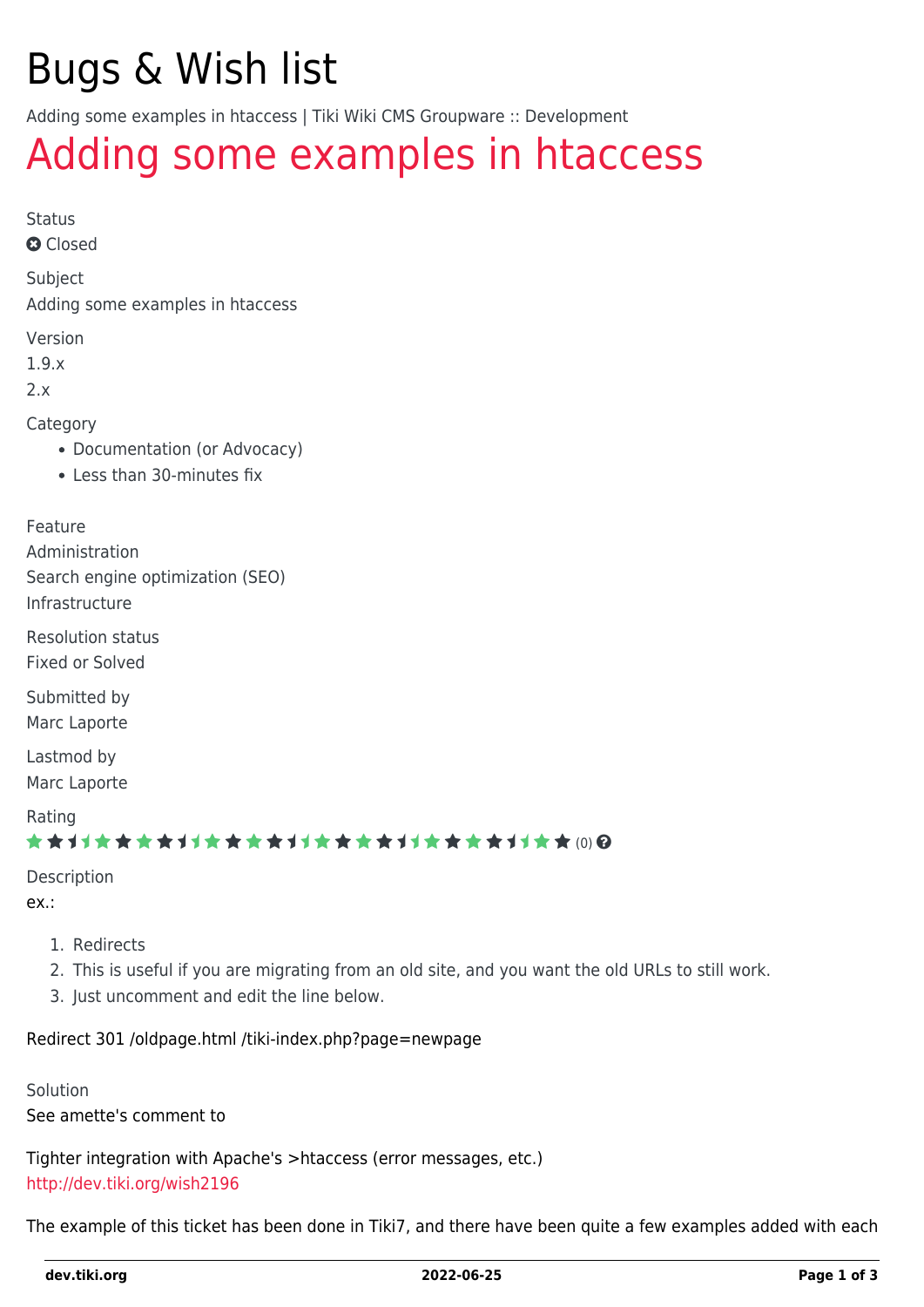# Bugs & Wish list

Adding some examples in htaccess | Tiki Wiki CMS Groupware :: Development

## Adding some examples in htaccess

Status

Closed

Subject

Adding some examples in htaccess

Version

1.9.x

2.x

Category

- Documentation (or Advocacy)
- Less than 30-minutes fix

Feature

Administration

Search engine optimization (SEO)

Infrastructure

Resolution status

Fixed or Solved

Submitted by

Marc Laporte

Lastmod by

Marc Laporte

Rating

(0)

Description

ex.:

1. Redirects
2. This is useful if you are migrating from an old site, and you want the old URLs to still work.
3. Just uncomment and edit the line below.

Redirect 301 /oldpage.html /tiki-index.php?page=newpage

Solution

See amette's comment to

Tighter integration with Apache's >htaccess (error messages, etc.)

http://dev.tiki.org/wish2196

The example of this ticket has been done in Tiki7, and there have been quite a few examples added with each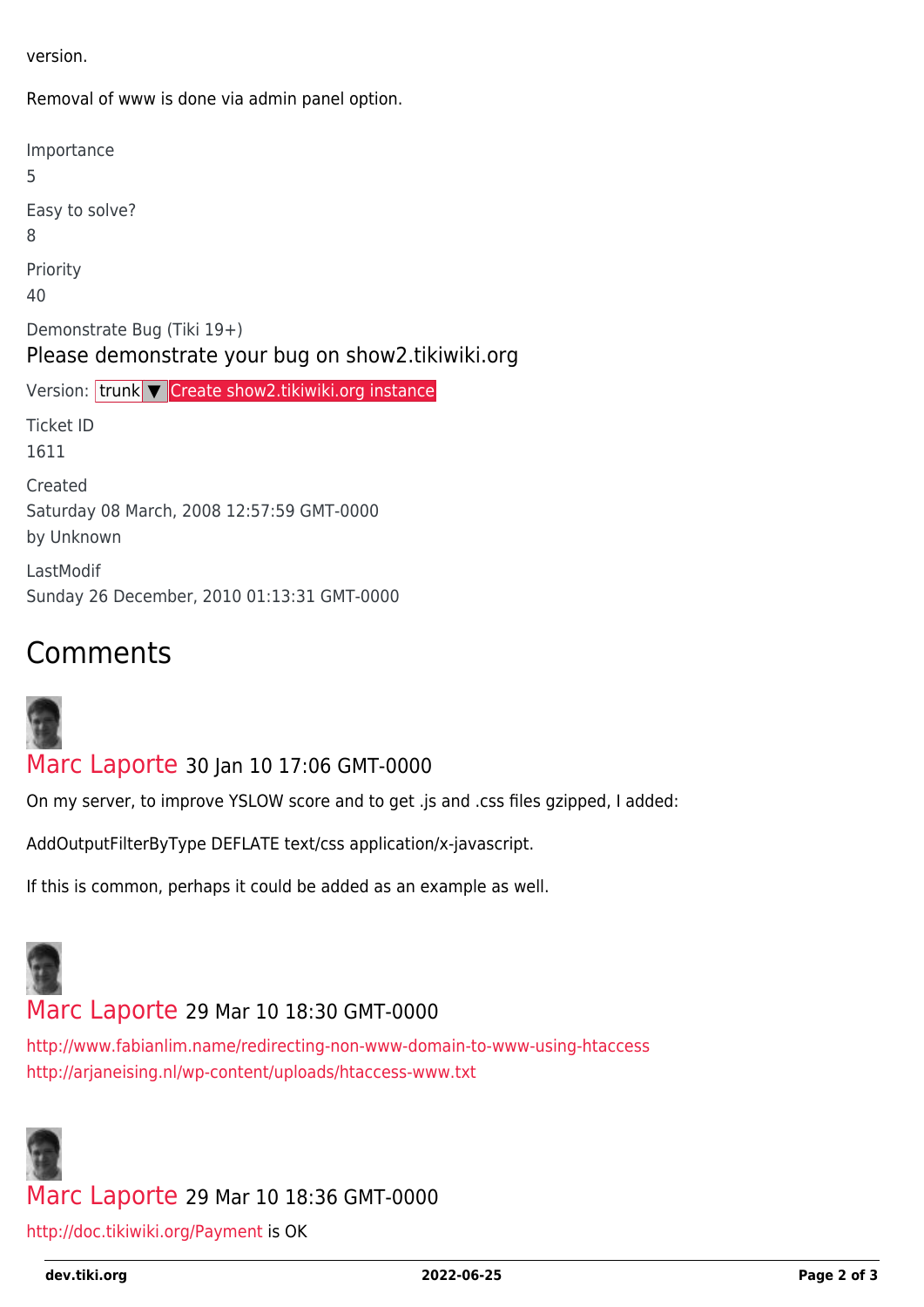version.

Removal of www is done via admin panel option.

Importance

5

Easy to solve?

8

Priority

40

Demonstrate Bug (Tiki 19+)

Please demonstrate your bug on show2.tikiwiki.org

Version: trunk ▼ Create show2.tikiwiki.org instance

Ticket ID

1611

Created

Saturday 08 March, 2008 12:57:59 GMT-0000

by Unknown

LastModif

Sunday 26 December, 2010 01:13:31 GMT-0000

## Comments

Marc Laporte 30 Jan 10 17:06 GMT-0000

On my server, to improve YSLOW score and to get .js and .css files gzipped, I added:

AddOutputFilterByType DEFLATE text/css application/x-javascript.

If this is common, perhaps it could be added as an example as well.

Marc Laporte 29 Mar 10 18:30 GMT-0000

http://www.fabianlim.name/redirecting-non-www-domain-to-www-using-htaccess
http://arjaneising.nl/wp-content/uploads/htaccess-www.txt

Marc Laporte 29 Mar 10 18:36 GMT-0000

http://doc.tikiwiki.org/Payment is OK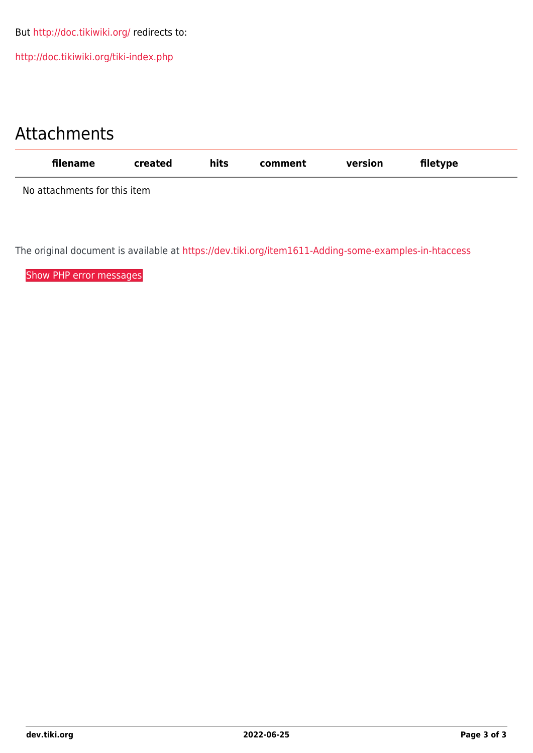But http://doc.tikiwiki.org/ redirects to:

http://doc.tikiwiki.org/tiki-index.php

## Attachments

| filename | created | hits | comment | version | filetype |
|---|---|---|---|---|---|
| No attachments for this item | | | | | |

The original document is available at https://dev.tiki.org/item1611-Adding-some-examples-in-htaccess

Show PHP error messages